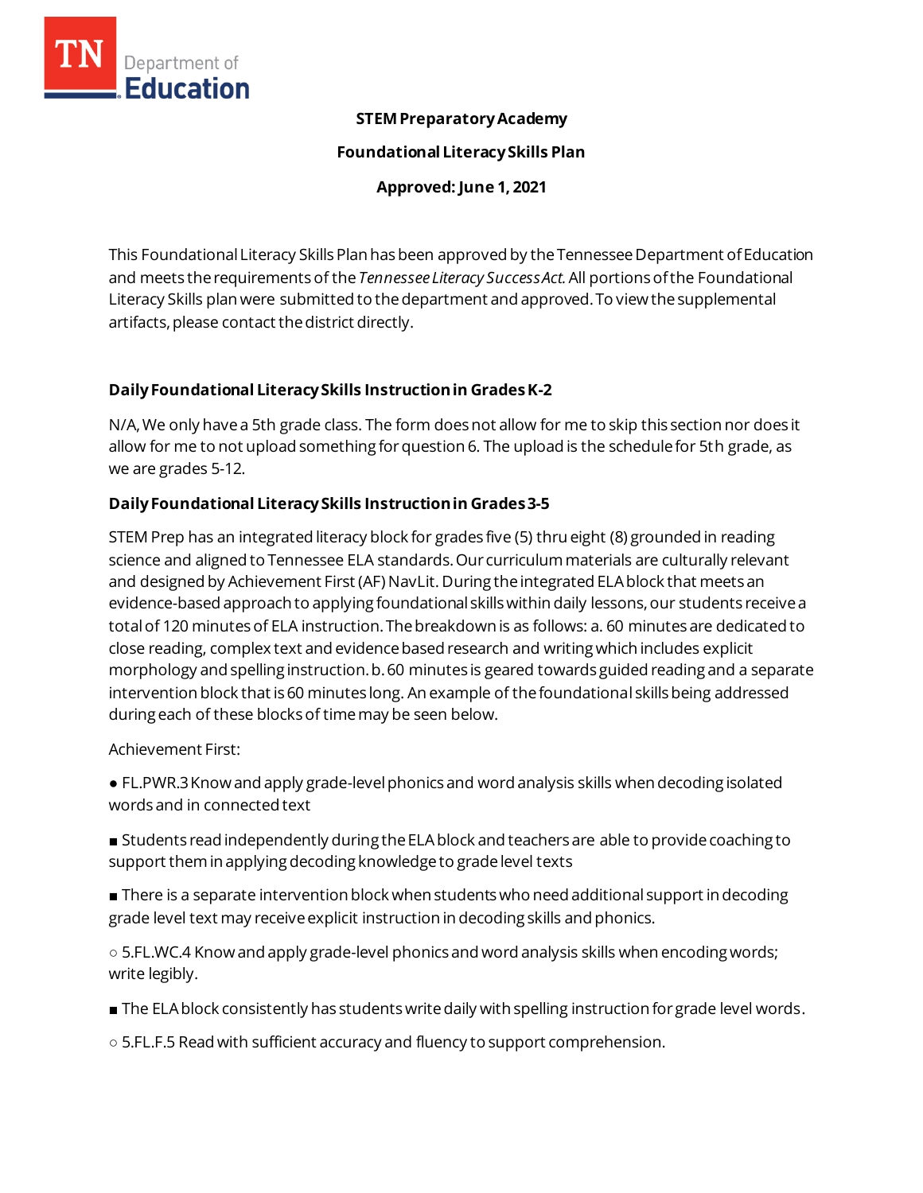**STEM Preparatory Academy**

**Foundational Literacy Skills Plan**

**Approved: June 1, 2021**

This Foundational Literacy Skills Plan has been approved by the Tennessee Department of Education and meets the requirements of the *Tennessee Literacy Success Act.* All portions of the Foundational Literacy Skills plan were submitted to the department and approved. To view the supplemental artifacts, please contact the district directly.

## Daily Foundational Literacy Skills Instruction in Grades K-2

N/A, We only have a 5th grade class. The form does not allow for me to skip this section nor does it allow for me to not upload something for question 6. The upload is the schedule for 5th grade, as we are grades 5-12.

## Daily Foundational Literacy Skills Instruction in Grades 3-5

STEM Prep has an integrated literacy block for grades five (5) thru eight (8) grounded in reading science and aligned to Tennessee ELA standards. Our curriculum materials are culturally relevant and designed by Achievement First (AF) NavLit. During the integrated ELA block that meets an evidence-based approach to applying foundational skills within daily lessons, our students receive a total of 120 minutes of ELA instruction. The breakdown is as follows: a. 60 minutes are dedicated to close reading, complex text and evidence based research and writing which includes explicit morphology and spelling instruction. b. 60 minutes is geared towards guided reading and a separate intervention block that is 60 minutes long. An example of the foundational skills being addressed during each of these blocks of time may be seen below.

Achievement First:

● FL.PWR.3 Know and apply grade-level phonics and word analysis skills when decoding isolated words and in connected text

■ Students read independently during the ELA block and teachers are able to provide coaching to support them in applying decoding knowledge to grade level texts

■ There is a separate intervention block when students who need additional support in decoding grade level text may receive explicit instruction in decoding skills and phonics.

○ 5.FL.WC.4 Know and apply grade-level phonics and word analysis skills when encoding words; write legibly.

■ The ELA block consistently has students write daily with spelling instruction for grade level words.

○ 5.FL.F.5 Read with sufficient accuracy and fluency to support comprehension.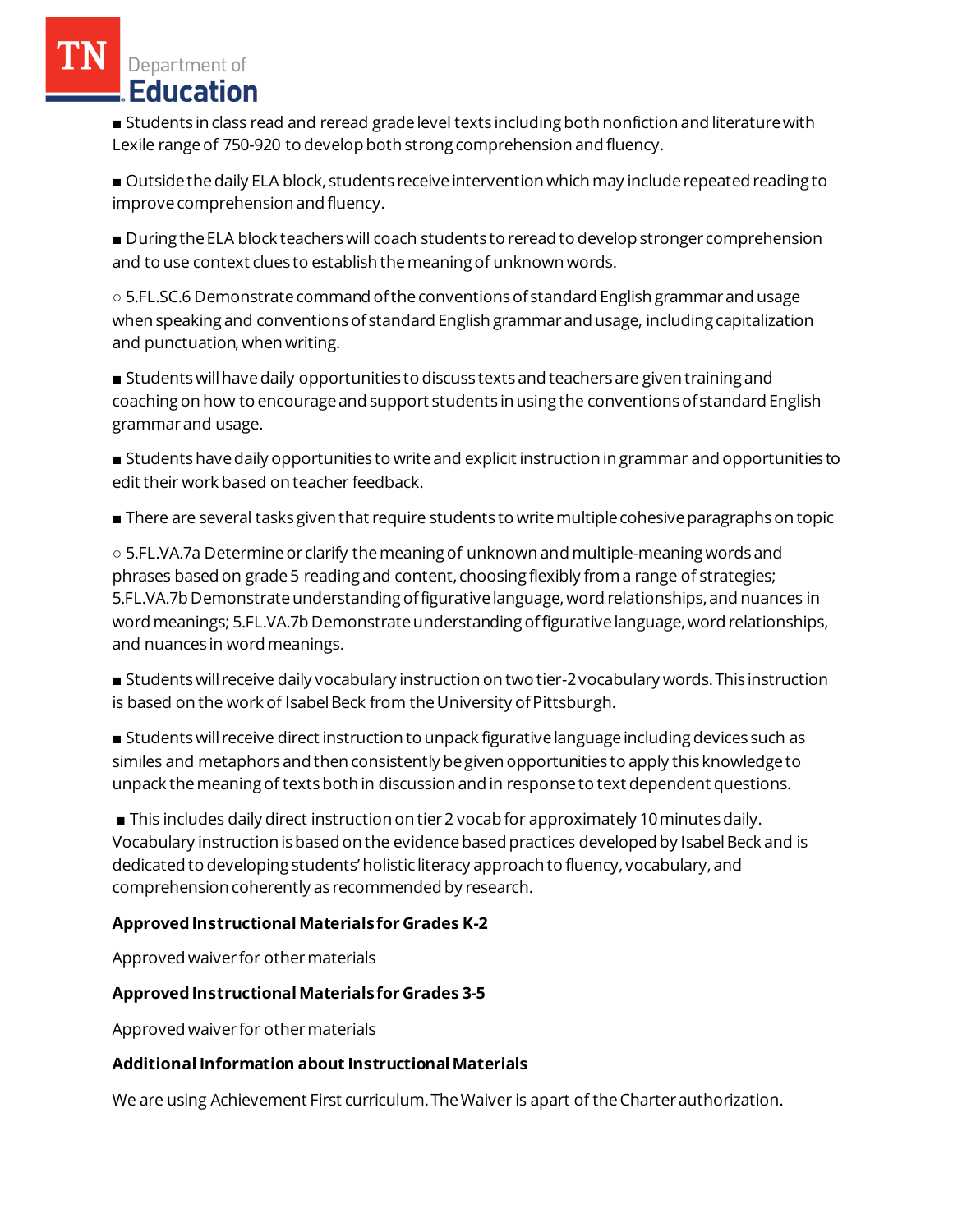■ Students in class read and reread grade level texts including both nonfiction and literature with Lexile range of 750-920 to develop both strong comprehension and fluency.

■ Outside the daily ELA block, students receive intervention which may include repeated reading to improve comprehension and fluency.

■ During the ELA block teachers will coach students to reread to develop stronger comprehension and to use context clues to establish the meaning of unknown words.

○ 5.FL.SC.6 Demonstrate command of the conventions of standard English grammar and usage when speaking and conventions of standard English grammar and usage, including capitalization and punctuation, when writing.

■ Students will have daily opportunities to discuss texts and teachers are given training and coaching on how to encourage and support students in using the conventions of standard English grammar and usage.

■ Students have daily opportunities to write and explicit instruction in grammar and opportunities to edit their work based on teacher feedback.

■ There are several tasks given that require students to write multiple cohesive paragraphs on topic

○ 5.FL.VA.7a Determine or clarify the meaning of unknown and multiple-meaning words and phrases based on grade 5 reading and content, choosing flexibly from a range of strategies; 5.FL.VA.7b Demonstrate understanding of figurative language, word relationships, and nuances in word meanings; 5.FL.VA.7b Demonstrate understanding of figurative language, word relationships, and nuances in word meanings.

■ Students will receive daily vocabulary instruction on two tier-2 vocabulary words. This instruction is based on the work of Isabel Beck from the University of Pittsburgh.

■ Students will receive direct instruction to unpack figurative language including devices such as similes and metaphors and then consistently be given opportunities to apply this knowledge to unpack the meaning of texts both in discussion and in response to text dependent questions.

■ This includes daily direct instruction on tier 2 vocab for approximately 10 minutes daily. Vocabulary instruction is based on the evidence based practices developed by Isabel Beck and is dedicated to developing students' holistic literacy approach to fluency, vocabulary, and comprehension coherently as recommended by research.

**Approved Instructional Materials for Grades K-2**

Approved waiver for other materials

**Approved Instructional Materials for Grades 3-5**

Approved waiver for other materials

**Additional Information about Instructional Materials**

We are using Achievement First curriculum. The Waiver is apart of the Charter authorization.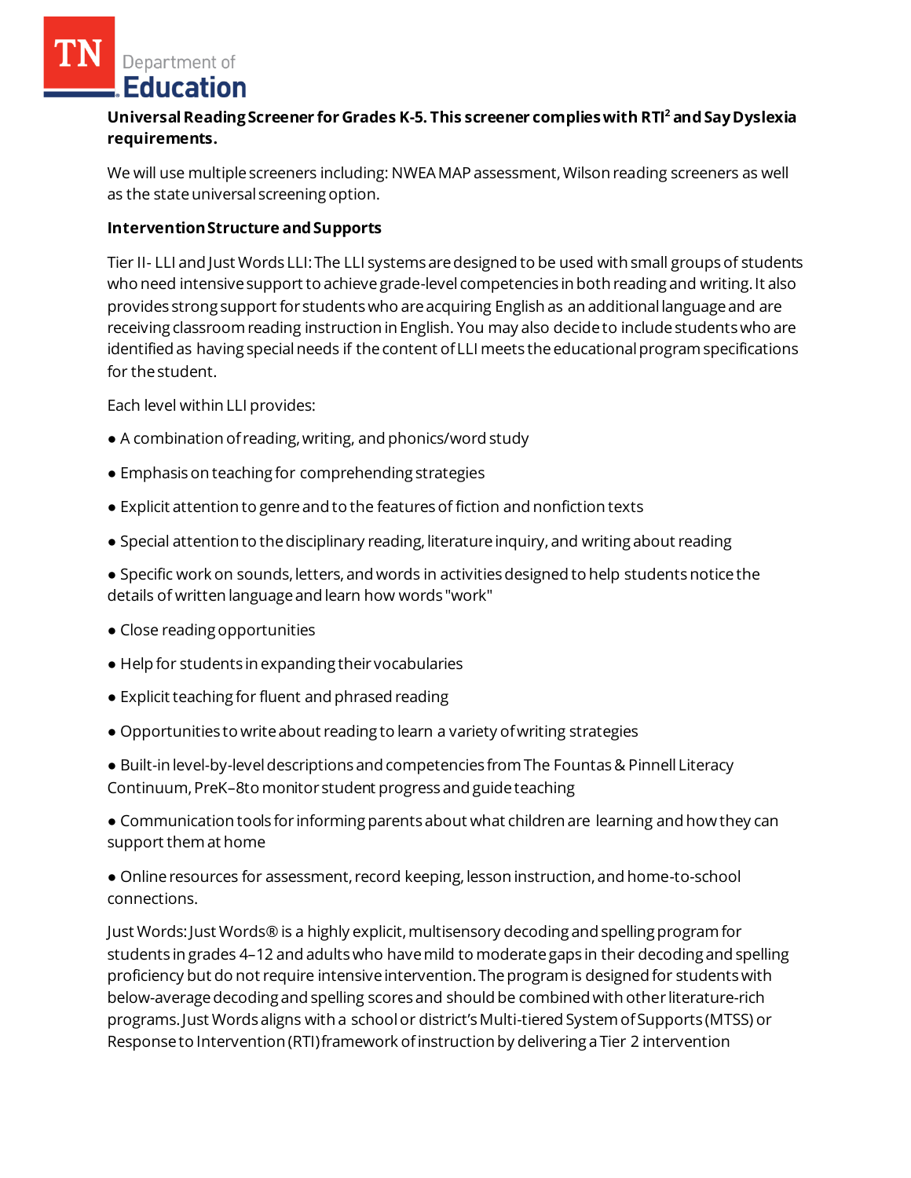**Universal Reading Screener for Grades K-5. This screener complies with RTI² and Say Dyslexia requirements.**

We will use multiple screeners including: NWEA MAP assessment, Wilson reading screeners as well as the state universal screening option.

**Intervention Structure and Supports**

Tier II- LLI and Just Words LLI: The LLI systems are designed to be used with small groups of students who need intensive support to achieve grade-level competencies in both reading and writing. It also provides strong support for students who are acquiring English as an additional language and are receiving classroom reading instruction in English. You may also decide to include students who are identified as having special needs if the content of LLI meets the educational program specifications for the student.

Each level within LLI provides:

- A combination of reading, writing, and phonics/word study
- Emphasis on teaching for comprehending strategies
- Explicit attention to genre and to the features of fiction and nonfiction texts
- Special attention to the disciplinary reading, literature inquiry, and writing about reading
- Specific work on sounds, letters, and words in activities designed to help students notice the details of written language and learn how words "work"
- Close reading opportunities
- Help for students in expanding their vocabularies
- Explicit teaching for fluent and phrased reading
- Opportunities to write about reading to learn a variety of writing strategies
- Built-in level-by-level descriptions and competencies from The Fountas & Pinnell Literacy Continuum, PreK–8to monitor student progress and guide teaching
- Communication tools for informing parents about what children are learning and how they can support them at home
- Online resources for assessment, record keeping, lesson instruction, and home-to-school connections.

Just Words: Just Words® is a highly explicit, multisensory decoding and spelling program for students in grades 4–12 and adults who have mild to moderate gaps in their decoding and spelling proficiency but do not require intensive intervention. The program is designed for students with below-average decoding and spelling scores and should be combined with other literature-rich programs. Just Words aligns with a school or district's Multi-tiered System of Supports (MTSS) or Response to Intervention (RTI) framework of instruction by delivering a Tier 2 intervention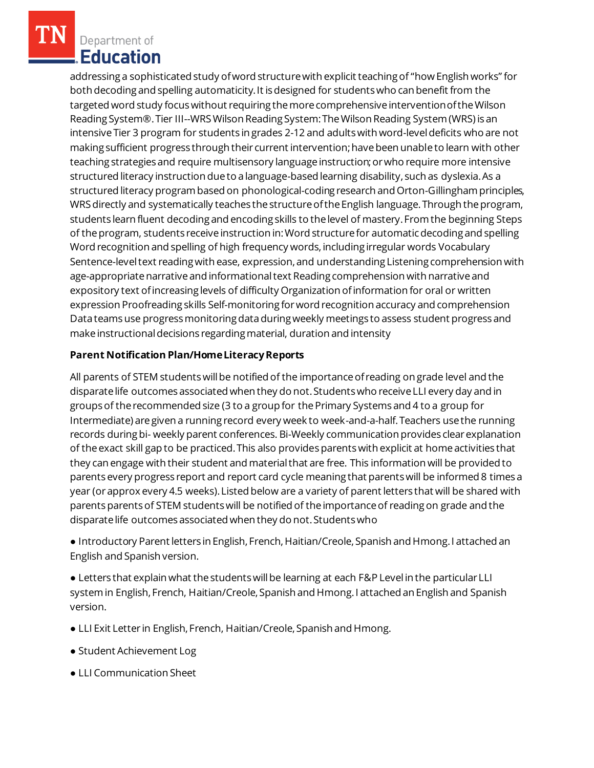addressing a sophisticated study of word structure with explicit teaching of "how English works" for both decoding and spelling automaticity. It is designed for students who can benefit from the targeted word study focus without requiring the more comprehensive intervention of the Wilson Reading System®. Tier III--WRS Wilson Reading System: The Wilson Reading System (WRS) is an intensive Tier 3 program for students in grades 2-12 and adults with word-level deficits who are not making sufficient progress through their current intervention; have been unable to learn with other teaching strategies and require multisensory language instruction; or who require more intensive structured literacy instruction due to a language-based learning disability, such as dyslexia. As a structured literacy program based on phonological-coding research and Orton-Gillingham principles, WRS directly and systematically teaches the structure of the English language. Through the program, students learn fluent decoding and encoding skills to the level of mastery. From the beginning Steps of the program, students receive instruction in: Word structure for automatic decoding and spelling Word recognition and spelling of high frequency words, including irregular words Vocabulary Sentence-level text reading with ease, expression, and understanding Listening comprehension with age-appropriate narrative and informational text Reading comprehension with narrative and expository text of increasing levels of difficulty Organization of information for oral or written expression Proofreading skills Self-monitoring for word recognition accuracy and comprehension Data teams use progress monitoring data during weekly meetings to assess student progress and make instructional decisions regarding material, duration and intensity

**Parent Notification Plan/Home Literacy Reports**

All parents of STEM students will be notified of the importance of reading on grade level and the disparate life outcomes associated when they do not. Students who receive LLI every day and in groups of the recommended size (3 to a group for the Primary Systems and 4 to a group for Intermediate) are given a running record every week to week-and-a-half. Teachers use the running records during bi- weekly parent conferences. Bi-Weekly communication provides clear explanation of the exact skill gap to be practiced. This also provides parents with explicit at home activities that they can engage with their student and material that are free. This information will be provided to parents every progress report and report card cycle meaning that parents will be informed 8 times a year (or approx every 4.5 weeks). Listed below are a variety of parent letters that will be shared with parents parents of STEM students will be notified of the importance of reading on grade and the disparate life outcomes associated when they do not. Students who

● Introductory Parent letters in English, French, Haitian/Creole, Spanish and Hmong. I attached an English and Spanish version.

● Letters that explain what the students will be learning at each F&P Level in the particular LLI system in English, French, Haitian/Creole, Spanish and Hmong. I attached an English and Spanish version.

● LLI Exit Letter in English, French, Haitian/Creole, Spanish and Hmong.

● Student Achievement Log

● LLI Communication Sheet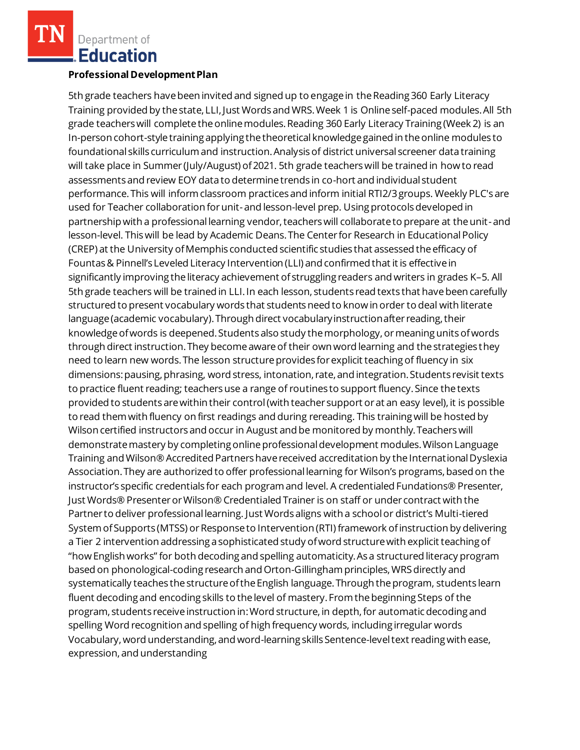**Professional Development Plan**

5th grade teachers have been invited and signed up to engage in the Reading 360 Early Literacy Training provided by the state, LLI, Just Words and WRS. Week 1 is Online self-paced modules. All 5th grade teachers will complete the online modules. Reading 360 Early Literacy Training (Week 2) is an In-person cohort-style training applying the theoretical knowledge gained in the online modules to foundational skills curriculum and instruction. Analysis of district universal screener data training will take place in Summer (July/August) of 2021. 5th grade teachers will be trained in how to read assessments and review EOY data to determine trends in co-hort and individual student performance. This will inform classroom practices and inform initial RTI2/3 groups. Weekly PLC's are used for Teacher collaboration for unit- and lesson-level prep. Using protocols developed in partnership with a professional learning vendor, teachers will collaborate to prepare at the unit- and lesson-level. This will be lead by Academic Deans. The Center for Research in Educational Policy (CREP) at the University of Memphis conducted scientific studies that assessed the efficacy of Fountas & Pinnell's Leveled Literacy Intervention (LLI) and confirmed that it is effective in significantly improving the literacy achievement of struggling readers and writers in grades K–5. All 5th grade teachers will be trained in LLI. In each lesson, students read texts that have been carefully structured to present vocabulary words that students need to know in order to deal with literate language (academic vocabulary). Through direct vocabulary instruction after reading, their knowledge of words is deepened. Students also study the morphology, or meaning units of words through direct instruction. They become aware of their own word learning and the strategies they need to learn new words. The lesson structure provides for explicit teaching of fluency in six dimensions: pausing, phrasing, word stress, intonation, rate, and integration. Students revisit texts to practice fluent reading; teachers use a range of routines to support fluency. Since the texts provided to students are within their control (with teacher support or at an easy level), it is possible to read them with fluency on first readings and during rereading. This training will be hosted by Wilson certified instructors and occur in August and be monitored by monthly. Teachers will demonstrate mastery by completing online professional development modules. Wilson Language Training and Wilson® Accredited Partners have received accreditation by the International Dyslexia Association. They are authorized to offer professional learning for Wilson's programs, based on the instructor's specific credentials for each program and level. A credentialed Fundations® Presenter, Just Words® Presenter or Wilson® Credentialed Trainer is on staff or under contract with the Partner to deliver professional learning. Just Words aligns with a school or district's Multi-tiered System of Supports (MTSS) or Response to Intervention (RTI) framework of instruction by delivering a Tier 2 intervention addressing a sophisticated study of word structure with explicit teaching of "how English works" for both decoding and spelling automaticity. As a structured literacy program based on phonological-coding research and Orton-Gillingham principles, WRS directly and systematically teaches the structure of the English language. Through the program, students learn fluent decoding and encoding skills to the level of mastery. From the beginning Steps of the program, students receive instruction in: Word structure, in depth, for automatic decoding and spelling Word recognition and spelling of high frequency words, including irregular words Vocabulary, word understanding, and word-learning skills Sentence-level text reading with ease, expression, and understanding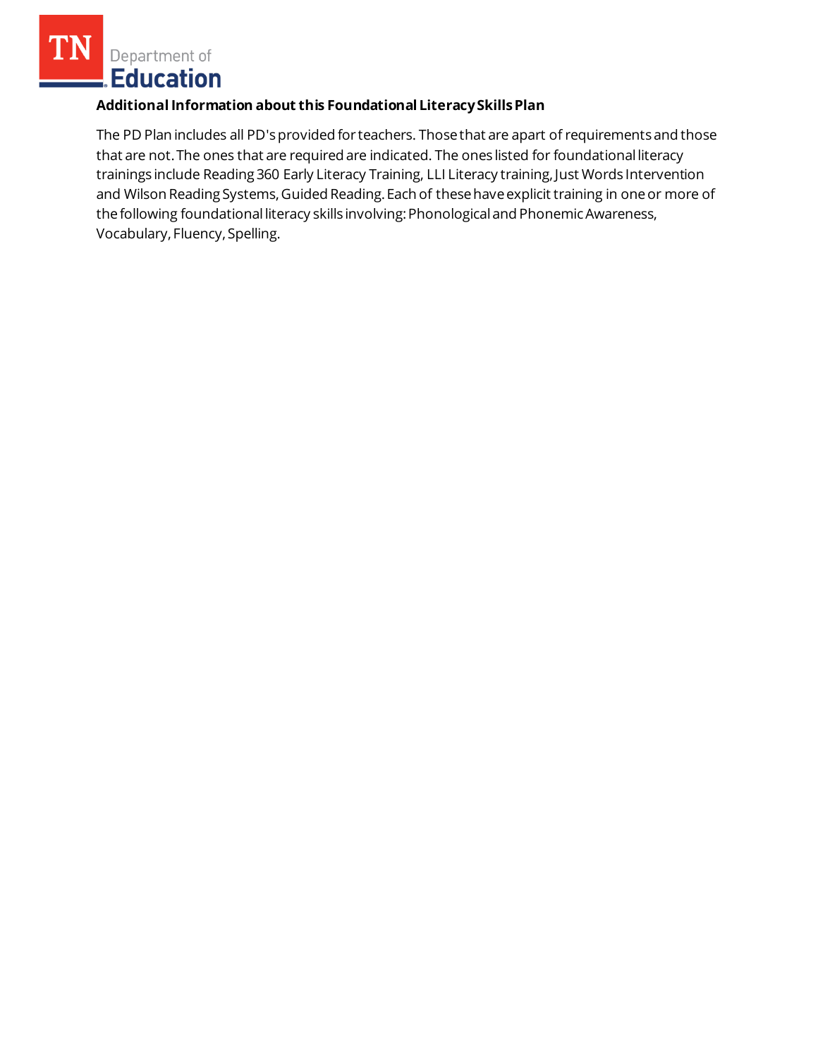**Additional Information about this Foundational Literacy Skills Plan**

The PD Plan includes all PD's provided for teachers. Those that are apart of requirements and those that are not. The ones that are required are indicated. The ones listed for foundational literacy trainings include Reading 360 Early Literacy Training, LLI Literacy training, Just Words Intervention and Wilson Reading Systems, Guided Reading. Each of these have explicit training in one or more of the following foundational literacy skills involving: Phonological and Phonemic Awareness, Vocabulary, Fluency, Spelling.